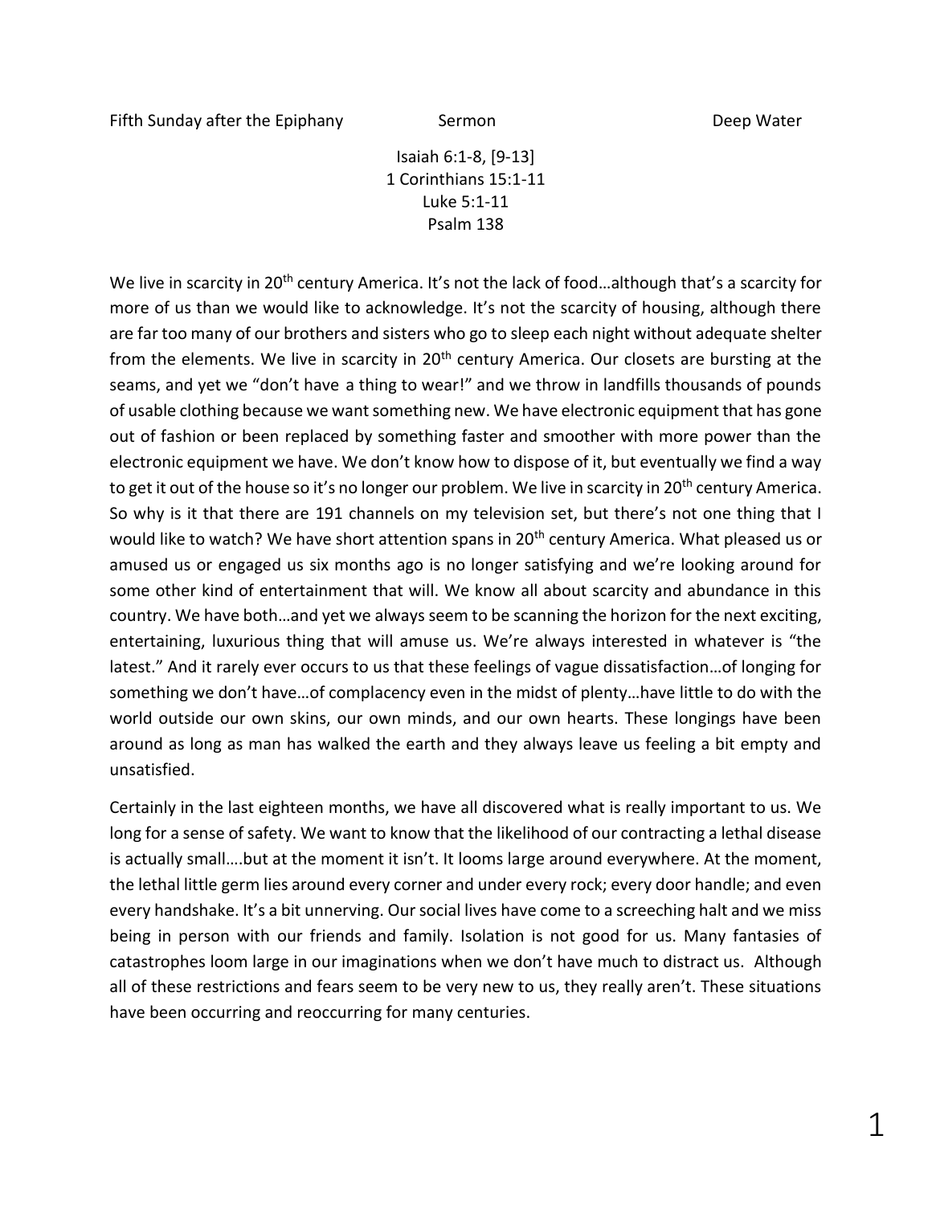Fifth Sunday after the Epiphany Sermon Deep Water

Isaiah 6:1-8, [9-13]
1 Corinthians 15:1-11
Luke 5:1-11
Psalm 138

We live in scarcity in 20$^{th}$ century America. It's not the lack of food…although that's a scarcity for more of us than we would like to acknowledge. It's not the scarcity of housing, although there are far too many of our brothers and sisters who go to sleep each night without adequate shelter from the elements. We live in scarcity in 20$^{th}$ century America. Our closets are bursting at the seams, and yet we "don't have a thing to wear!" and we throw in landfills thousands of pounds of usable clothing because we want something new. We have electronic equipment that has gone out of fashion or been replaced by something faster and smoother with more power than the electronic equipment we have. We don't know how to dispose of it, but eventually we find a way to get it out of the house so it's no longer our problem. We live in scarcity in 20$^{th}$ century America. So why is it that there are 191 channels on my television set, but there's not one thing that I would like to watch? We have short attention spans in 20$^{th}$ century America. What pleased us or amused us or engaged us six months ago is no longer satisfying and we're looking around for some other kind of entertainment that will. We know all about scarcity and abundance in this country. We have both…and yet we always seem to be scanning the horizon for the next exciting, entertaining, luxurious thing that will amuse us. We're always interested in whatever is "the latest." And it rarely ever occurs to us that these feelings of vague dissatisfaction…of longing for something we don't have…of complacency even in the midst of plenty…have little to do with the world outside our own skins, our own minds, and our own hearts. These longings have been around as long as man has walked the earth and they always leave us feeling a bit empty and unsatisfied.

Certainly in the last eighteen months, we have all discovered what is really important to us. We long for a sense of safety. We want to know that the likelihood of our contracting a lethal disease is actually small….but at the moment it isn't. It looms large around everywhere. At the moment, the lethal little germ lies around every corner and under every rock; every door handle; and even every handshake. It's a bit unnerving. Our social lives have come to a screeching halt and we miss being in person with our friends and family. Isolation is not good for us. Many fantasies of catastrophes loom large in our imaginations when we don't have much to distract us. Although all of these restrictions and fears seem to be very new to us, they really aren't. These situations have been occurring and reoccurring for many centuries.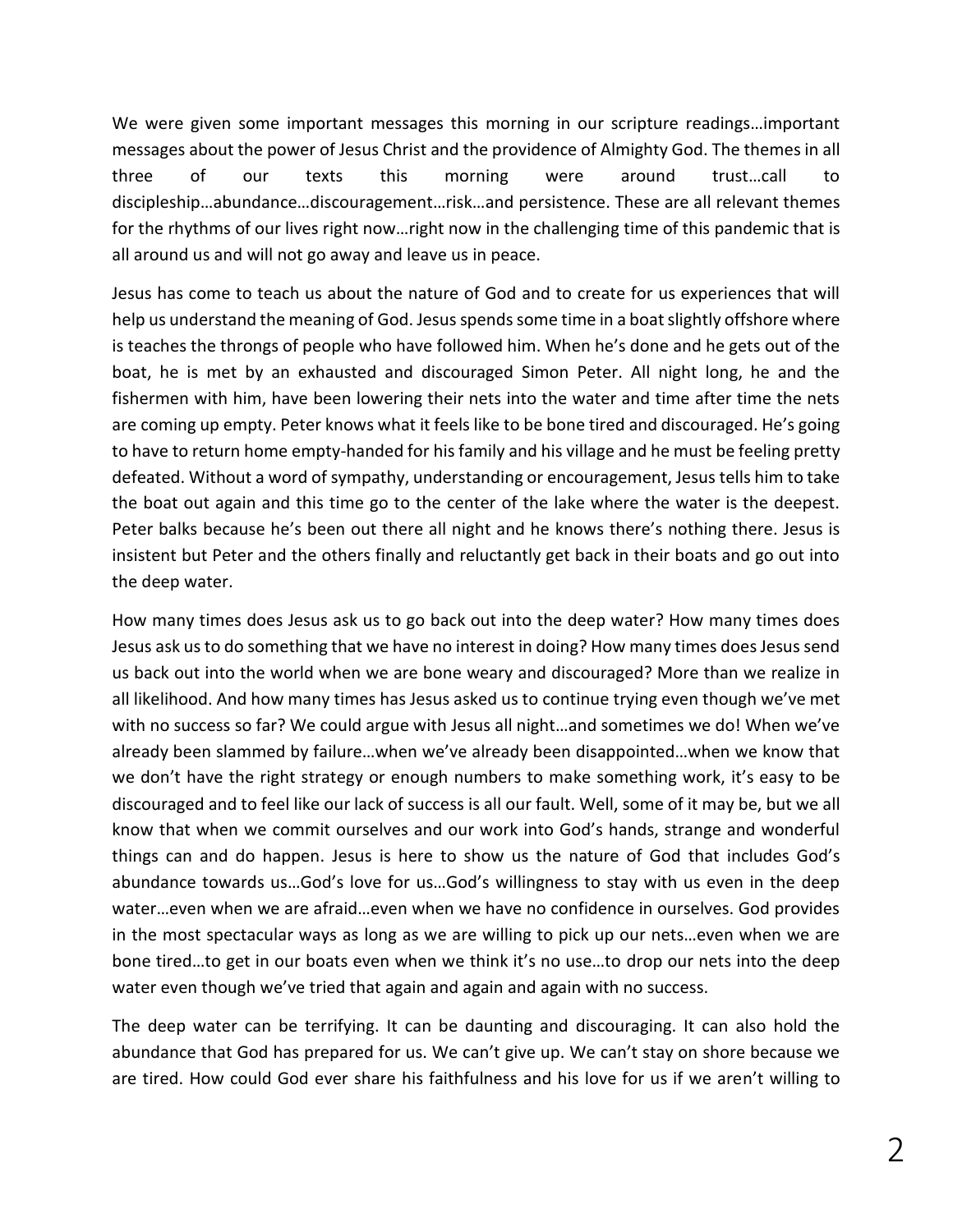We were given some important messages this morning in our scripture readings…important messages about the power of Jesus Christ and the providence of Almighty God. The themes in all three of our texts this morning were around trust…call to discipleship…abundance…discouragement…risk…and persistence. These are all relevant themes for the rhythms of our lives right now…right now in the challenging time of this pandemic that is all around us and will not go away and leave us in peace.

Jesus has come to teach us about the nature of God and to create for us experiences that will help us understand the meaning of God. Jesus spends some time in a boat slightly offshore where is teaches the throngs of people who have followed him. When he's done and he gets out of the boat, he is met by an exhausted and discouraged Simon Peter. All night long, he and the fishermen with him, have been lowering their nets into the water and time after time the nets are coming up empty. Peter knows what it feels like to be bone tired and discouraged. He's going to have to return home empty-handed for his family and his village and he must be feeling pretty defeated. Without a word of sympathy, understanding or encouragement, Jesus tells him to take the boat out again and this time go to the center of the lake where the water is the deepest. Peter balks because he's been out there all night and he knows there's nothing there. Jesus is insistent but Peter and the others finally and reluctantly get back in their boats and go out into the deep water.

How many times does Jesus ask us to go back out into the deep water? How many times does Jesus ask us to do something that we have no interest in doing? How many times does Jesus send us back out into the world when we are bone weary and discouraged? More than we realize in all likelihood. And how many times has Jesus asked us to continue trying even though we've met with no success so far? We could argue with Jesus all night…and sometimes we do! When we've already been slammed by failure…when we've already been disappointed…when we know that we don't have the right strategy or enough numbers to make something work, it's easy to be discouraged and to feel like our lack of success is all our fault. Well, some of it may be, but we all know that when we commit ourselves and our work into God's hands, strange and wonderful things can and do happen. Jesus is here to show us the nature of God that includes God's abundance towards us…God's love for us…God's willingness to stay with us even in the deep water…even when we are afraid…even when we have no confidence in ourselves. God provides in the most spectacular ways as long as we are willing to pick up our nets…even when we are bone tired…to get in our boats even when we think it's no use…to drop our nets into the deep water even though we've tried that again and again and again with no success.

The deep water can be terrifying. It can be daunting and discouraging. It can also hold the abundance that God has prepared for us. We can't give up. We can't stay on shore because we are tired. How could God ever share his faithfulness and his love for us if we aren't willing to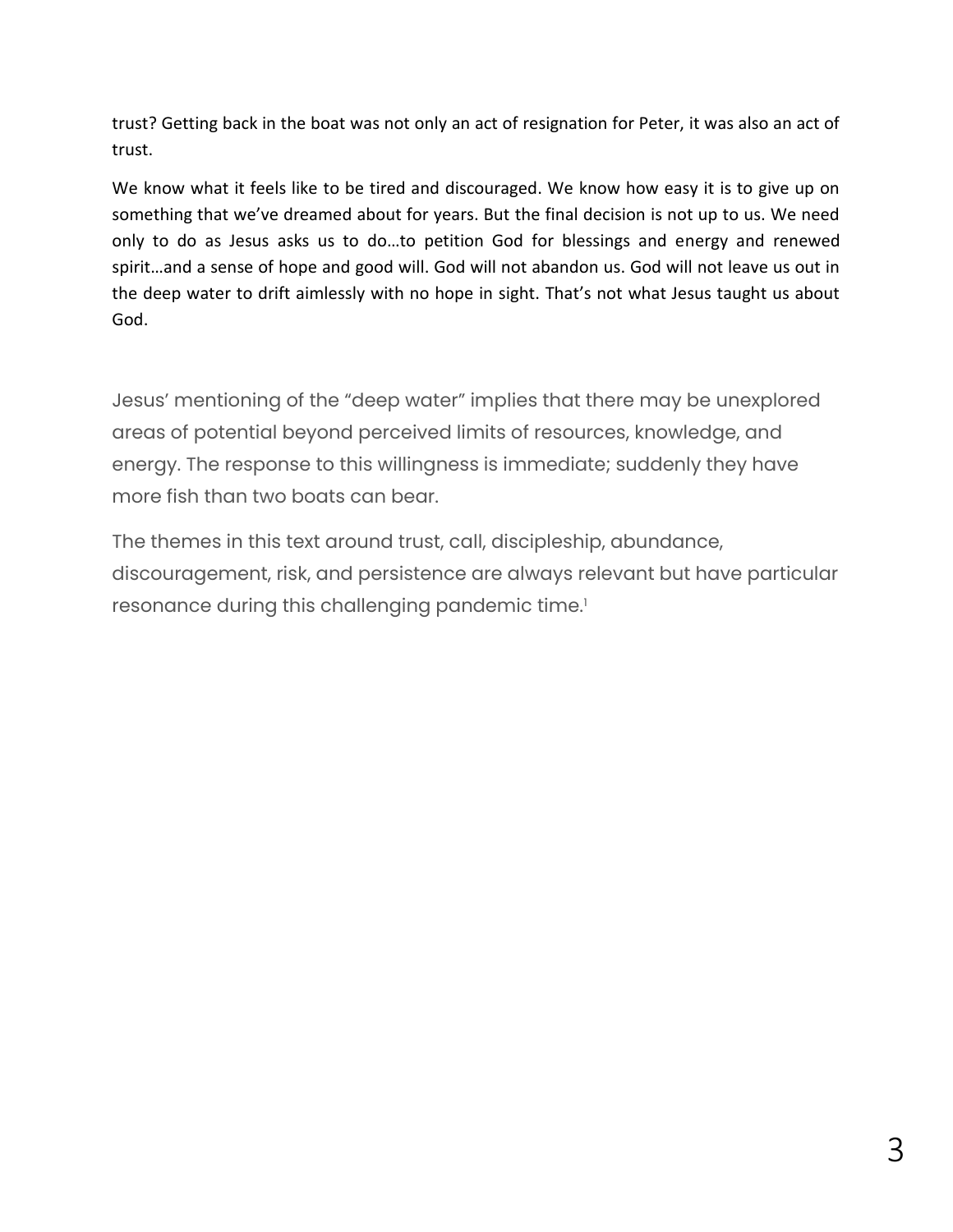trust? Getting back in the boat was not only an act of resignation for Peter, it was also an act of trust.

We know what it feels like to be tired and discouraged. We know how easy it is to give up on something that we've dreamed about for years. But the final decision is not up to us. We need only to do as Jesus asks us to do…to petition God for blessings and energy and renewed spirit…and a sense of hope and good will. God will not abandon us. God will not leave us out in the deep water to drift aimlessly with no hope in sight. That's not what Jesus taught us about God.

Jesus' mentioning of the "deep water" implies that there may be unexplored areas of potential beyond perceived limits of resources, knowledge, and energy. The response to this willingness is immediate; suddenly they have more fish than two boats can bear.

The themes in this text around trust, call, discipleship, abundance, discouragement, risk, and persistence are always relevant but have particular resonance during this challenging pandemic time.[1]